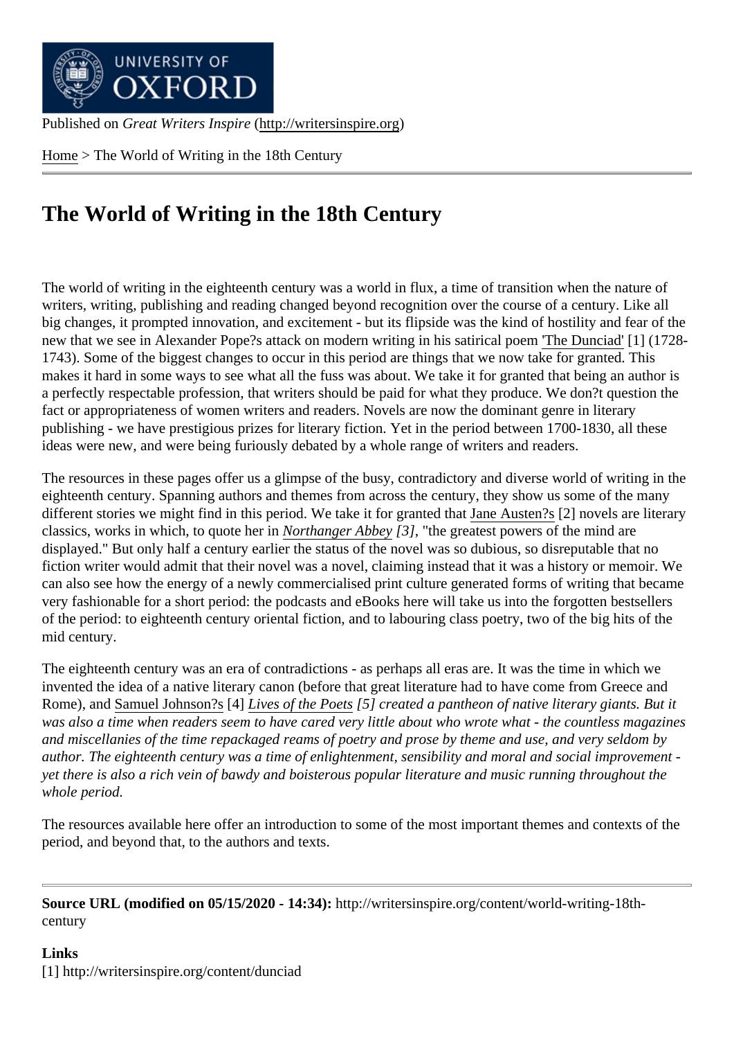Published on *Great Writers Inspire* (http://writersinspire.org)

Home > The World of Writing in the 18th Century

# The World of Writing in the 18th Century

The world of writing in the eighteenth century was a world in flux, a time of transition when the nature of writers, writing, publishing and reading changed beyond recognition over the course of a century. Like all big changes, it prompted innovation, and excitement - but its flipside was the kind of hostility and fear of the new that we see in Alexander Pope?s attack on modern writing in his satirical poem 'The Dunciad' [1] (1728-1743). Some of the biggest changes to occur in this period are things that we now take for granted. This makes it hard in some ways to see what all the fuss was about. We take it for granted that being an author is a perfectly respectable profession, that writers should be paid for what they produce. We don?t question the fact or appropriateness of women writers and readers. Novels are now the dominant genre in literary publishing - we have prestigious prizes for literary fiction. Yet in the period between 1700-1830, all these ideas were new, and were being furiously debated by a whole range of writers and readers.

The resources in these pages offer us a glimpse of the busy, contradictory and diverse world of writing in the eighteenth century. Spanning authors and themes from across the century, they show us some of the many different stories we might find in this period. We take it for granted that Jane Austen?s [2] novels are literary classics, works in which, to quote her in *Northanger Abbey [3]*, "the greatest powers of the mind are displayed." But only half a century earlier the status of the novel was so dubious, so disreputable that no fiction writer would admit that their novel was a novel, claiming instead that it was a history or memoir. We can also see how the energy of a newly commercialised print culture generated forms of writing that became very fashionable for a short period: the podcasts and eBooks here will take us into the forgotten bestsellers of the period: to eighteenth century oriental fiction, and to labouring class poetry, two of the big hits of the mid century.

The eighteenth century was an era of contradictions - as perhaps all eras are. It was the time in which we invented the idea of a native literary canon (before that great literature had to have come from Greece and Rome), and Samuel Johnson?s [4] *Lives of the Poets [5] created a pantheon of native literary giants. But it was also a time when readers seem to have cared very little about who wrote what - the countless magazines and miscellanies of the time repackaged reams of poetry and prose by theme and use, and very seldom by author. The eighteenth century was a time of enlightenment, sensibility and moral and social improvement - yet there is also a rich vein of bawdy and boisterous popular literature and music running throughout the whole period.*

The resources available here offer an introduction to some of the most important themes and contexts of the period, and beyond that, to the authors and texts.

---

**Source URL (modified on 05/15/2020 - 14:34):** http://writersinspire.org/content/world-writing-18th-century

**Links**
[1] http://writersinspire.org/content/dunciad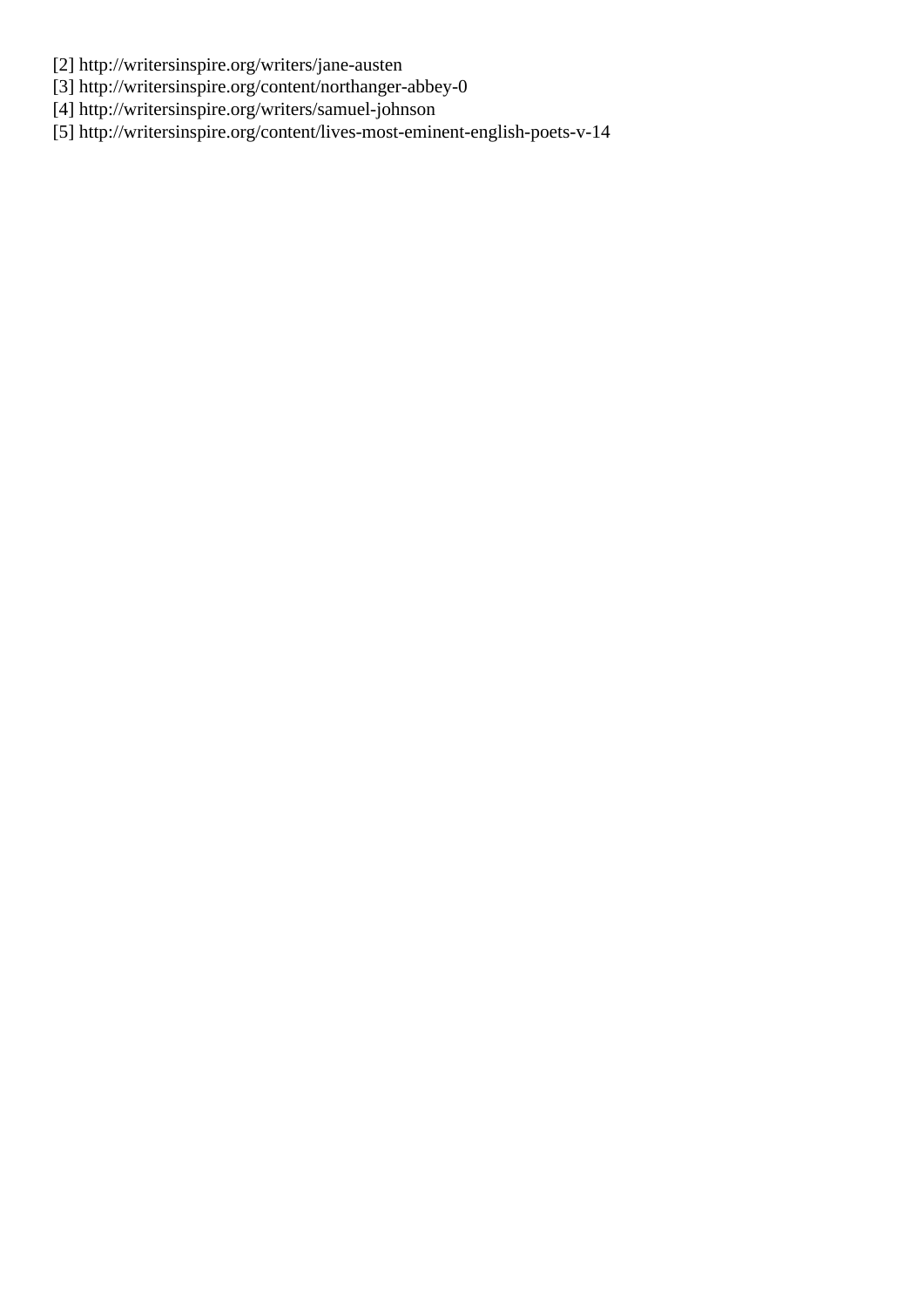[2] http://writersinspire.org/writers/jane-austen
[3] http://writersinspire.org/content/northanger-abbey-0
[4] http://writersinspire.org/writers/samuel-johnson
[5] http://writersinspire.org/content/lives-most-eminent-english-poets-v-14